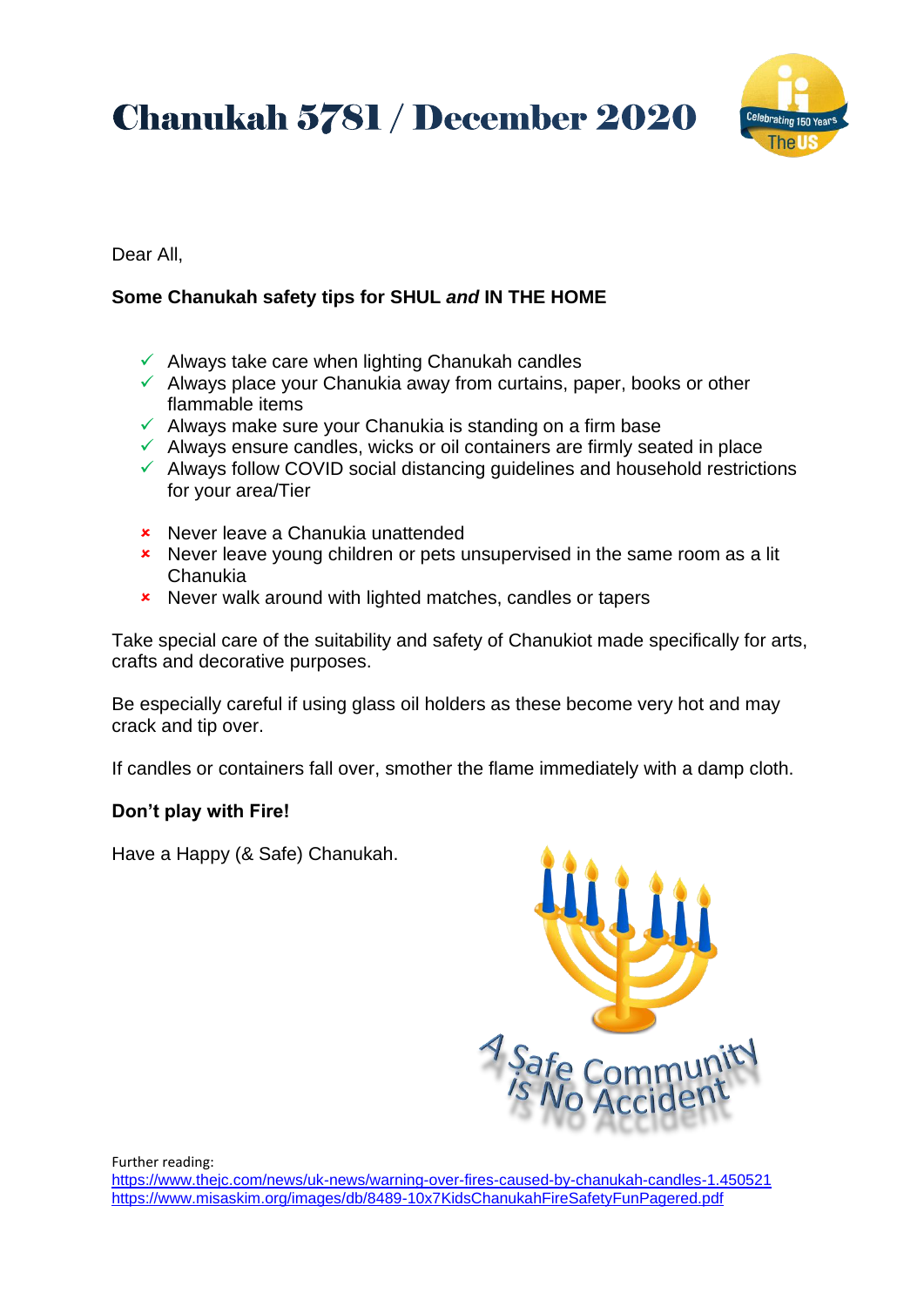# Chanukah 5781 / December 2020

Dear All,

**Some Chanukah safety tips for SHUL *and* IN THE HOME**

- ✓ Always take care when lighting Chanukah candles
- ✓ Always place your Chanukia away from curtains, paper, books or other flammable items
- ✓ Always make sure your Chanukia is standing on a firm base
- ✓ Always ensure candles, wicks or oil containers are firmly seated in place
- ✓ Always follow COVID social distancing guidelines and household restrictions for your area/Tier

- ✗ Never leave a Chanukia unattended
- ✗ Never leave young children or pets unsupervised in the same room as a lit Chanukia
- ✗ Never walk around with lighted matches, candles or tapers

Take special care of the suitability and safety of Chanukiot made specifically for arts, crafts and decorative purposes.

Be especially careful if using glass oil holders as these become very hot and may crack and tip over.

If candles or containers fall over, smother the flame immediately with a damp cloth.

**Don't play with Fire!**

Have a Happy (& Safe) Chanukah.

A Safe Community is No Accident

Further reading:
https://www.thejc.com/news/uk-news/warning-over-fires-caused-by-chanukah-candles-1.450521
https://www.misaskim.org/images/db/8489-10x7KidsChanukahFireSafetyFunPagered.pdf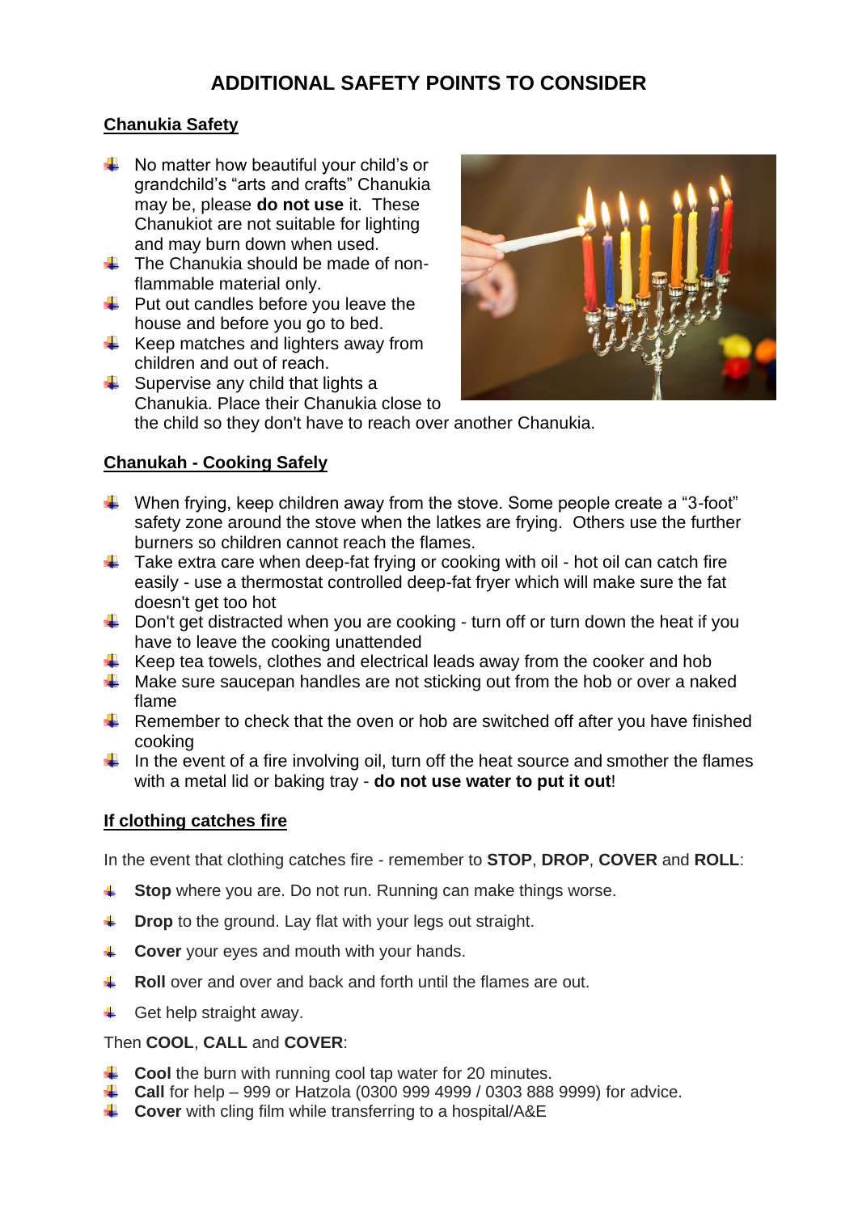# ADDITIONAL SAFETY POINTS TO CONSIDER

## Chanukia Safety

- No matter how beautiful your child's or grandchild's "arts and crafts" Chanukia may be, please **do not use** it. These Chanukiot are not suitable for lighting and may burn down when used.
- The Chanukia should be made of non-flammable material only.
- Put out candles before you leave the house and before you go to bed.
- Keep matches and lighters away from children and out of reach.
- Supervise any child that lights a Chanukia. Place their Chanukia close to the child so they don't have to reach over another Chanukia.

## Chanukah - Cooking Safely

- When frying, keep children away from the stove. Some people create a "3-foot" safety zone around the stove when the latkes are frying. Others use the further burners so children cannot reach the flames.
- Take extra care when deep-fat frying or cooking with oil - hot oil can catch fire easily - use a thermostat controlled deep-fat fryer which will make sure the fat doesn't get too hot
- Don't get distracted when you are cooking - turn off or turn down the heat if you have to leave the cooking unattended
- Keep tea towels, clothes and electrical leads away from the cooker and hob
- Make sure saucepan handles are not sticking out from the hob or over a naked flame
- Remember to check that the oven or hob are switched off after you have finished cooking
- In the event of a fire involving oil, turn off the heat source and smother the flames with a metal lid or baking tray - **do not use water to put it out**!

## If clothing catches fire

In the event that clothing catches fire - remember to **STOP**, **DROP**, **COVER** and **ROLL**:

- **Stop** where you are. Do not run. Running can make things worse.
- **Drop** to the ground. Lay flat with your legs out straight.
- **Cover** your eyes and mouth with your hands.
- **Roll** over and over and back and forth until the flames are out.
- Get help straight away.

Then **COOL**, **CALL** and **COVER**:

- **Cool** the burn with running cool tap water for 20 minutes.
- **Call** for help – 999 or Hatzola (0300 999 4999 / 0303 888 9999) for advice.
- **Cover** with cling film while transferring to a hospital/A&E